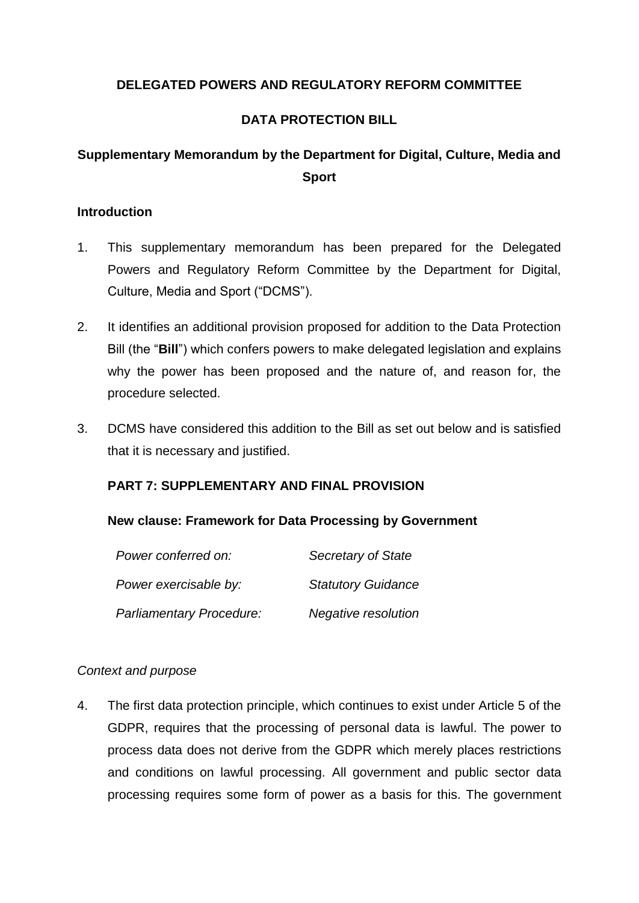**DELEGATED POWERS AND REGULATORY REFORM COMMITTEE**

**DATA PROTECTION BILL**

**Supplementary Memorandum by the Department for Digital, Culture, Media and Sport**

**Introduction**

1. This supplementary memorandum has been prepared for the Delegated Powers and Regulatory Reform Committee by the Department for Digital, Culture, Media and Sport ("DCMS").

2. It identifies an additional provision proposed for addition to the Data Protection Bill (the "**Bill**") which confers powers to make delegated legislation and explains why the power has been proposed and the nature of, and reason for, the procedure selected.

3. DCMS have considered this addition to the Bill as set out below and is satisfied that it is necessary and justified.

**PART 7: SUPPLEMENTARY AND FINAL PROVISION**

**New clause: Framework for Data Processing by Government**

| | |
|---|---|
| *Power conferred on:* | *Secretary of State* |
| *Power exercisable by:* | *Statutory Guidance* |
| *Parliamentary Procedure:* | *Negative resolution* |

*Context and purpose*

4. The first data protection principle, which continues to exist under Article 5 of the GDPR, requires that the processing of personal data is lawful. The power to process data does not derive from the GDPR which merely places restrictions and conditions on lawful processing. All government and public sector data processing requires some form of power as a basis for this. The government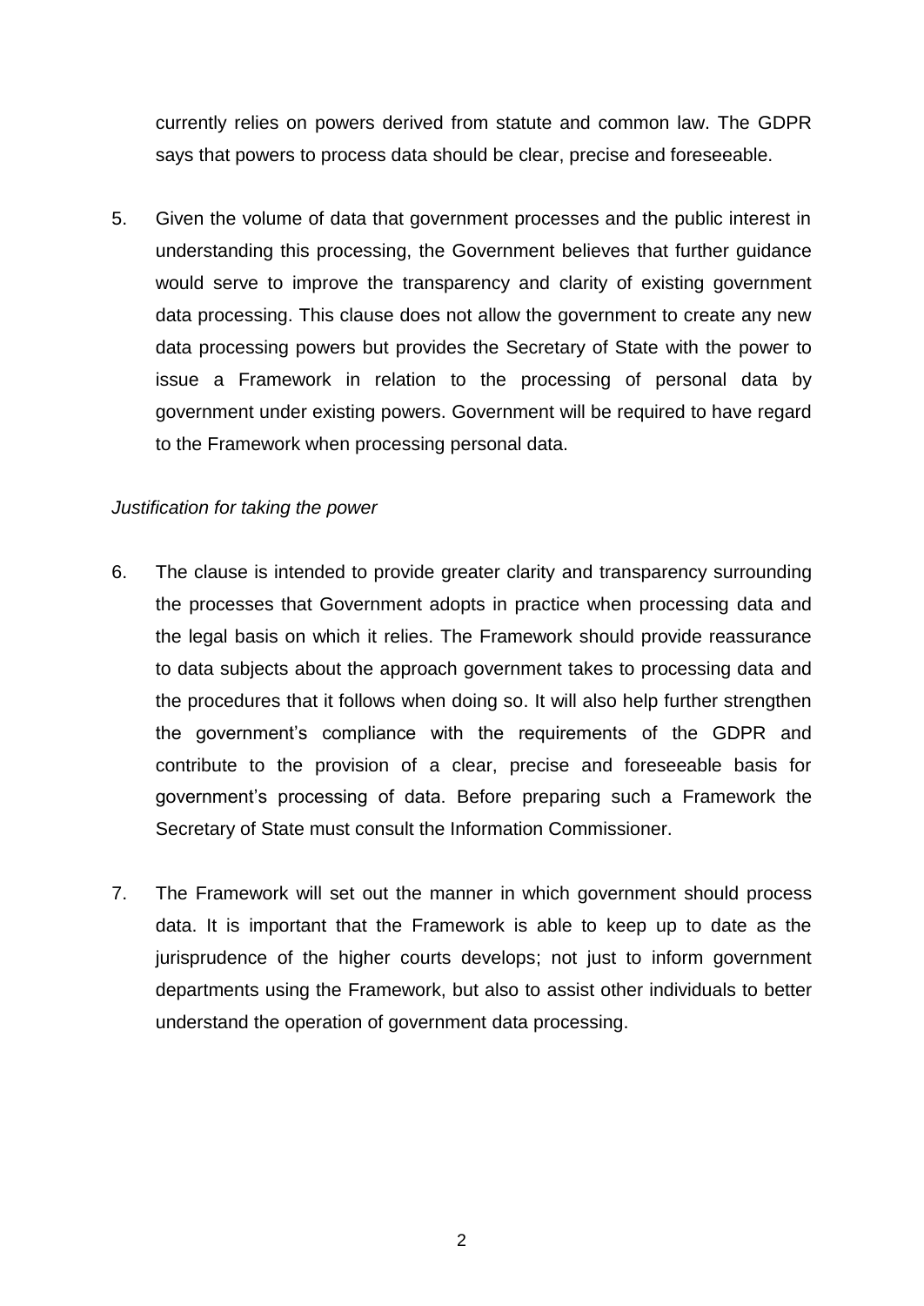currently relies on powers derived from statute and common law. The GDPR says that powers to process data should be clear, precise and foreseeable.

5. Given the volume of data that government processes and the public interest in understanding this processing, the Government believes that further guidance would serve to improve the transparency and clarity of existing government data processing. This clause does not allow the government to create any new data processing powers but provides the Secretary of State with the power to issue a Framework in relation to the processing of personal data by government under existing powers. Government will be required to have regard to the Framework when processing personal data.

*Justification for taking the power*

6. The clause is intended to provide greater clarity and transparency surrounding the processes that Government adopts in practice when processing data and the legal basis on which it relies. The Framework should provide reassurance to data subjects about the approach government takes to processing data and the procedures that it follows when doing so. It will also help further strengthen the government's compliance with the requirements of the GDPR and contribute to the provision of a clear, precise and foreseeable basis for government's processing of data. Before preparing such a Framework the Secretary of State must consult the Information Commissioner.

7. The Framework will set out the manner in which government should process data. It is important that the Framework is able to keep up to date as the jurisprudence of the higher courts develops; not just to inform government departments using the Framework, but also to assist other individuals to better understand the operation of government data processing.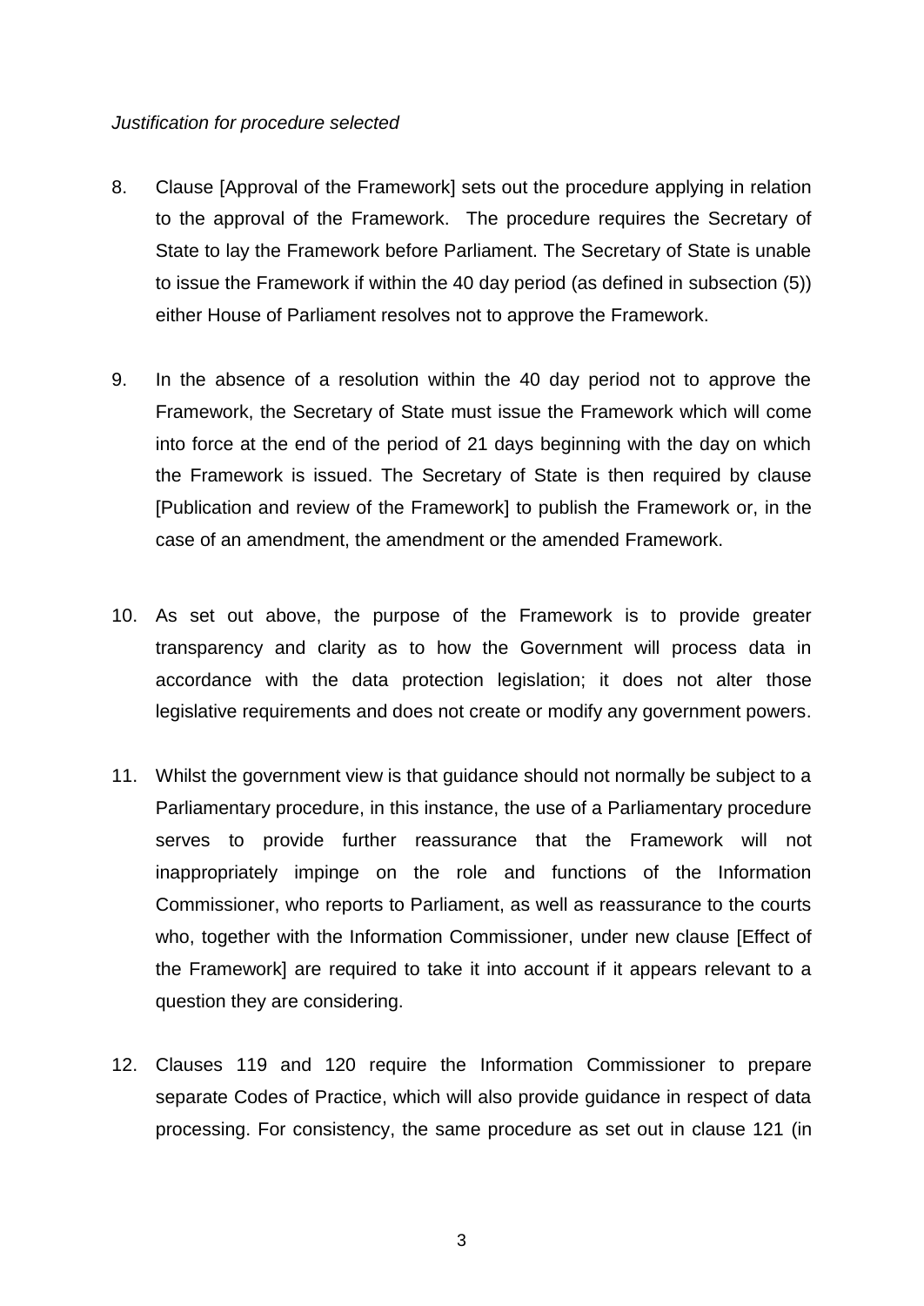*Justification for procedure selected*

8. Clause [Approval of the Framework] sets out the procedure applying in relation to the approval of the Framework. The procedure requires the Secretary of State to lay the Framework before Parliament. The Secretary of State is unable to issue the Framework if within the 40 day period (as defined in subsection (5)) either House of Parliament resolves not to approve the Framework.

9. In the absence of a resolution within the 40 day period not to approve the Framework, the Secretary of State must issue the Framework which will come into force at the end of the period of 21 days beginning with the day on which the Framework is issued. The Secretary of State is then required by clause [Publication and review of the Framework] to publish the Framework or, in the case of an amendment, the amendment or the amended Framework.

10. As set out above, the purpose of the Framework is to provide greater transparency and clarity as to how the Government will process data in accordance with the data protection legislation; it does not alter those legislative requirements and does not create or modify any government powers.

11. Whilst the government view is that guidance should not normally be subject to a Parliamentary procedure, in this instance, the use of a Parliamentary procedure serves to provide further reassurance that the Framework will not inappropriately impinge on the role and functions of the Information Commissioner, who reports to Parliament, as well as reassurance to the courts who, together with the Information Commissioner, under new clause [Effect of the Framework] are required to take it into account if it appears relevant to a question they are considering.

12. Clauses 119 and 120 require the Information Commissioner to prepare separate Codes of Practice, which will also provide guidance in respect of data processing. For consistency, the same procedure as set out in clause 121 (in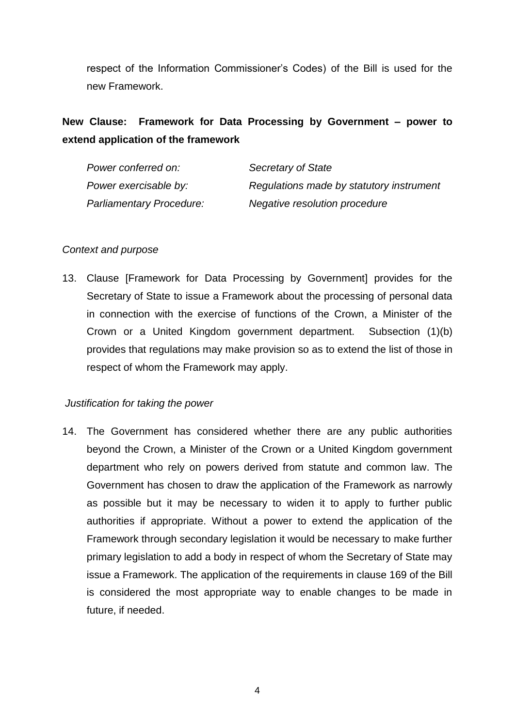respect of the Information Commissioner's Codes) of the Bill is used for the new Framework.

**New Clause: Framework for Data Processing by Government – power to extend application of the framework**

| | |
|---|---|
| *Power conferred on:* | *Secretary of State* |
| *Power exercisable by:* | *Regulations made by statutory instrument* |
| *Parliamentary Procedure:* | *Negative resolution procedure* |

*Context and purpose*

13. Clause [Framework for Data Processing by Government] provides for the Secretary of State to issue a Framework about the processing of personal data in connection with the exercise of functions of the Crown, a Minister of the Crown or a United Kingdom government department. Subsection (1)(b) provides that regulations may make provision so as to extend the list of those in respect of whom the Framework may apply.

*Justification for taking the power*

14. The Government has considered whether there are any public authorities beyond the Crown, a Minister of the Crown or a United Kingdom government department who rely on powers derived from statute and common law. The Government has chosen to draw the application of the Framework as narrowly as possible but it may be necessary to widen it to apply to further public authorities if appropriate. Without a power to extend the application of the Framework through secondary legislation it would be necessary to make further primary legislation to add a body in respect of whom the Secretary of State may issue a Framework. The application of the requirements in clause 169 of the Bill is considered the most appropriate way to enable changes to be made in future, if needed.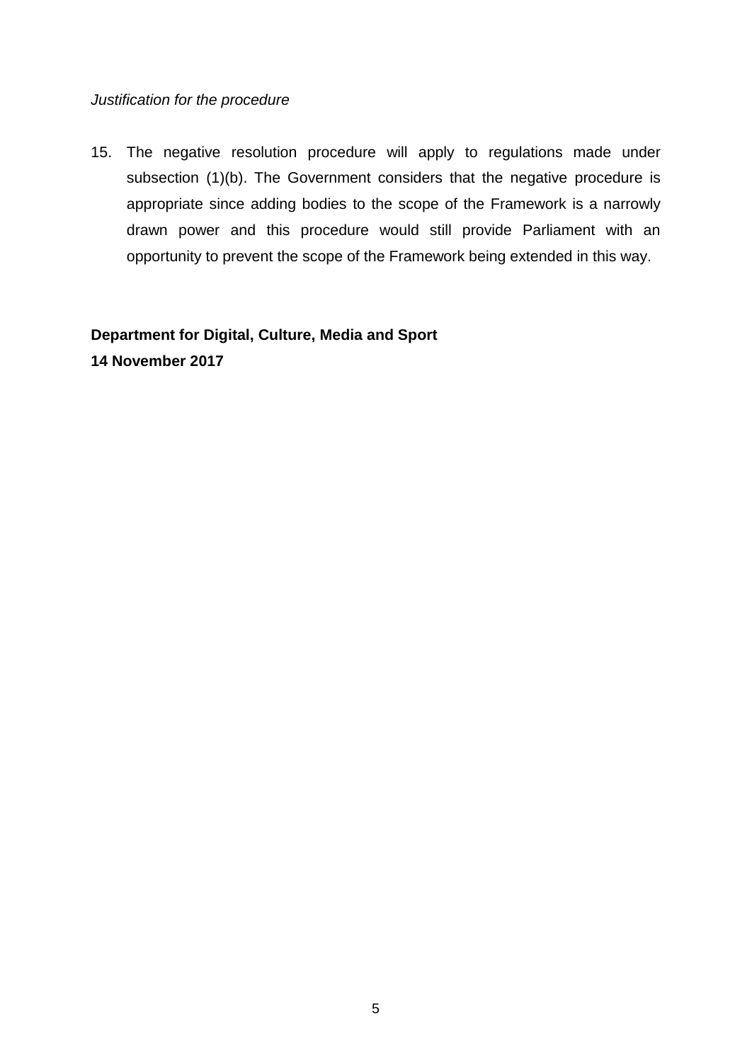*Justification for the procedure*

15. The negative resolution procedure will apply to regulations made under subsection (1)(b). The Government considers that the negative procedure is appropriate since adding bodies to the scope of the Framework is a narrowly drawn power and this procedure would still provide Parliament with an opportunity to prevent the scope of the Framework being extended in this way.

**Department for Digital, Culture, Media and Sport**
**14 November 2017**